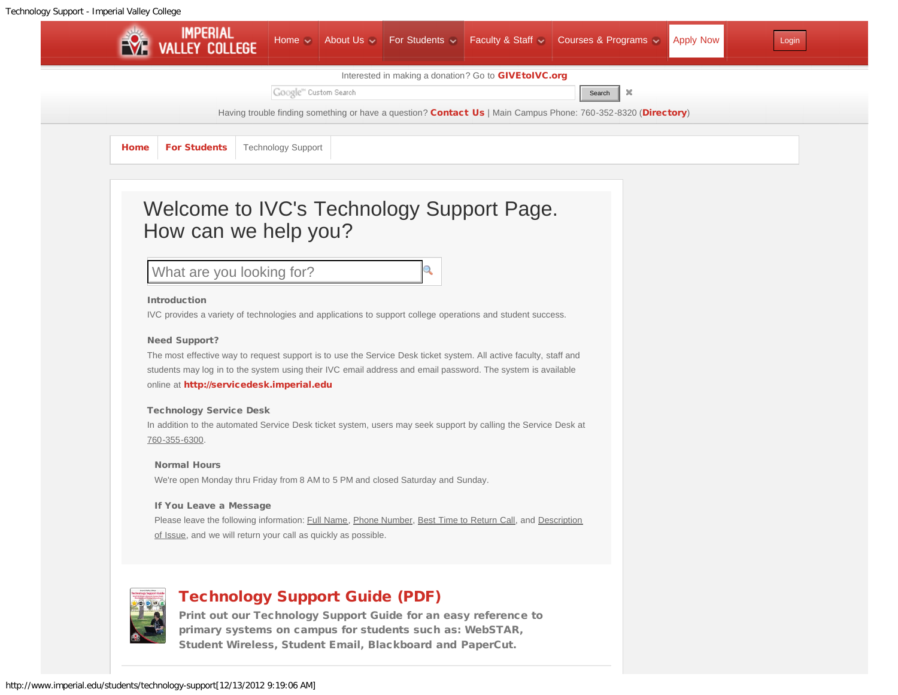Home | About Us | For Students | Faculty & Staff | Courses & Programs | Apply Now | Login

Interested in making a donation? Go to **GIVEtoIVC.org**

Having trouble finding something or have a question? **Contact Us** | Main Campus Phone: 760-352-8320 (**Directory**)

**Home** | **For Students** | Technology Support

# Welcome to IVC's Technology Support Page. How can we help you?

What are you looking for?

### Introduction

IVC provides a variety of technologies and applications to support college operations and student success.

### Need Support?

The most effective way to request support is to use the Service Desk ticket system. All active faculty, staff and students may log in to the system using their IVC email address and email password. The system is available online at **http://servicedesk.imperial.edu**

### Technology Service Desk

In addition to the automated Service Desk ticket system, users may seek support by calling the Service Desk at 760-355-6300.

#### Normal Hours

We're open Monday thru Friday from 8 AM to 5 PM and closed Saturday and Sunday.

#### If You Leave a Message

Please leave the following information: Full Name, Phone Number, Best Time to Return Call, and Description of Issue, and we will return your call as quickly as possible.

## Technology Support Guide (PDF)

**Print out our Technology Support Guide for an easy reference to primary systems on campus for students such as: WebSTAR, Student Wireless, Student Email, Blackboard and PaperCut.**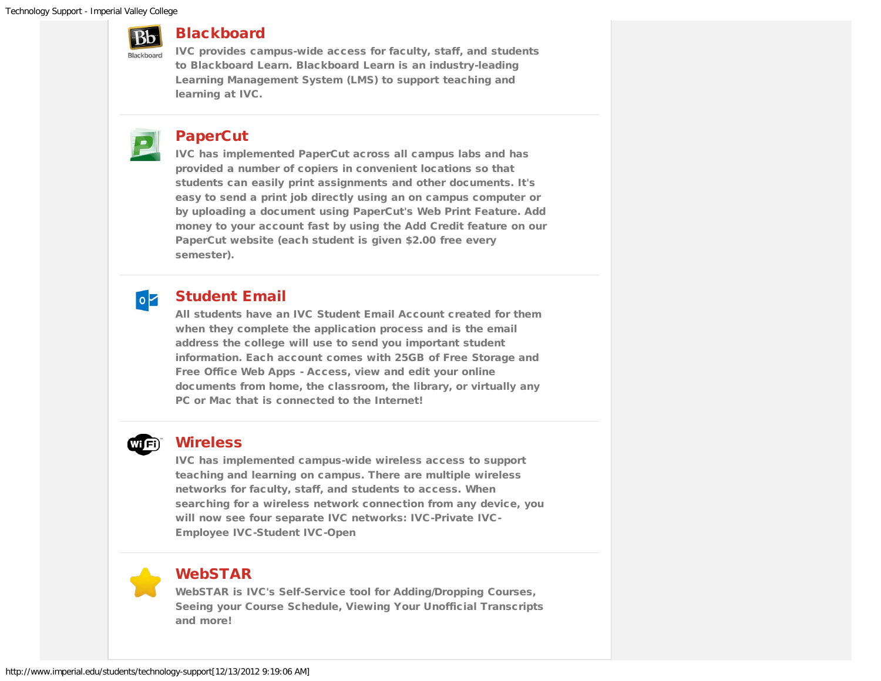## Blackboard

IVC provides campus-wide access for faculty, staff, and students to Blackboard Learn. Blackboard Learn is an industry-leading Learning Management System (LMS) to support teaching and learning at IVC.

## PaperCut

IVC has implemented PaperCut across all campus labs and has provided a number of copiers in convenient locations so that students can easily print assignments and other documents. It's easy to send a print job directly using an on campus computer or by uploading a document using PaperCut's Web Print Feature. Add money to your account fast by using the Add Credit feature on our PaperCut website (each student is given $2.00 free every semester).

## Student Email

All students have an IVC Student Email Account created for them when they complete the application process and is the email address the college will use to send you important student information. Each account comes with 25GB of Free Storage and Free Office Web Apps - Access, view and edit your online documents from home, the classroom, the library, or virtually any PC or Mac that is connected to the Internet!

## Wireless

IVC has implemented campus-wide wireless access to support teaching and learning on campus. There are multiple wireless networks for faculty, staff, and students to access. When searching for a wireless network connection from any device, you will now see four separate IVC networks: IVC-Private IVC-Employee IVC-Student IVC-Open

## WebSTAR

WebSTAR is IVC's Self-Service tool for Adding/Dropping Courses, Seeing your Course Schedule, Viewing Your Unofficial Transcripts and more!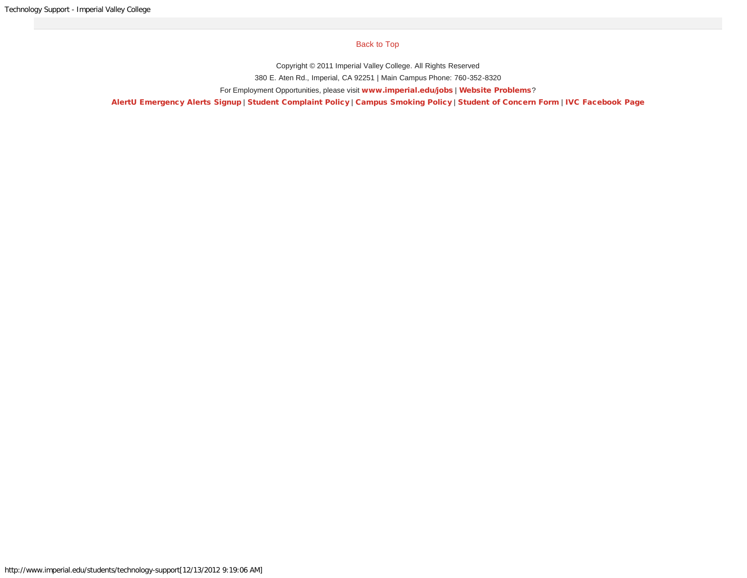Back to Top

Copyright © 2011 Imperial Valley College. All Rights Reserved

380 E. Aten Rd., Imperial, CA 92251 | Main Campus Phone: 760-352-8320

For Employment Opportunities, please visit **www.imperial.edu/jobs** | **Website Problems**?

**AlertU Emergency Alerts Signup** | **Student Complaint Policy** | **Campus Smoking Policy** | **Student of Concern Form** | **IVC Facebook Page**